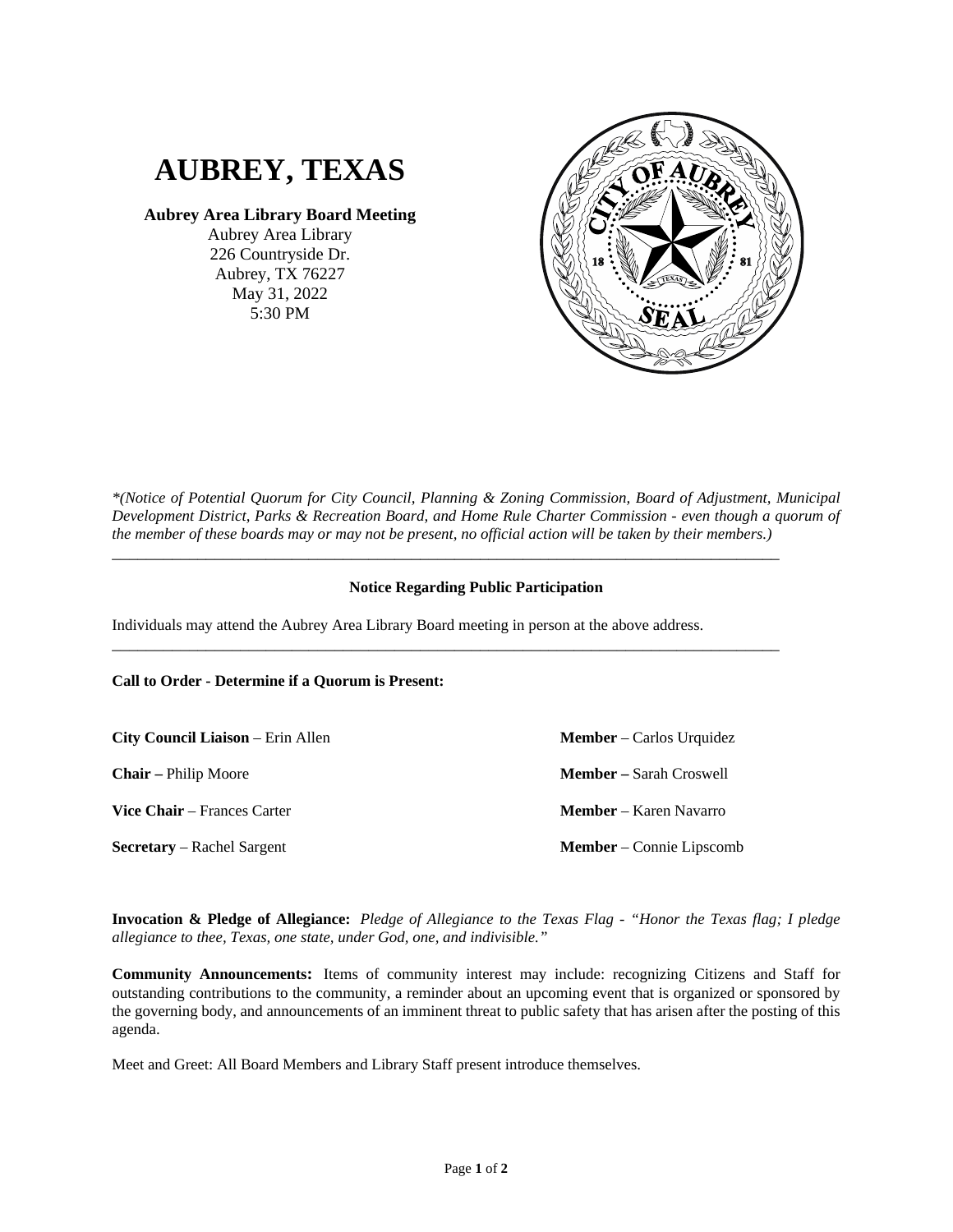# AUBREY, TEXAS

**Aubrey Area Library Board Meeting**
Aubrey Area Library
226 Countryside Dr.
Aubrey, TX 76227
May 31, 2022
5:30 PM

*\*(Notice of Potential Quorum for City Council, Planning & Zoning Commission, Board of Adjustment, Municipal Development District, Parks & Recreation Board, and Home Rule Charter Commission - even though a quorum of the member of these boards may or may not be present, no official action will be taken by their members.)*

---

**Notice Regarding Public Participation**

Individuals may attend the Aubrey Area Library Board meeting in person at the above address.

---

**Call to Order - Determine if a Quorum is Present:**

**City Council Liaison** – Erin Allen

**Chair –** Philip Moore

**Vice Chair** – Frances Carter

**Secretary** – Rachel Sargent

**Member** – Carlos Urquidez

**Member –** Sarah Croswell

**Member** – Karen Navarro

**Member** – Connie Lipscomb

**Invocation & Pledge of Allegiance:** *Pledge of Allegiance to the Texas Flag - "Honor the Texas flag; I pledge allegiance to thee, Texas, one state, under God, one, and indivisible."*

**Community Announcements:** Items of community interest may include: recognizing Citizens and Staff for outstanding contributions to the community, a reminder about an upcoming event that is organized or sponsored by the governing body, and announcements of an imminent threat to public safety that has arisen after the posting of this agenda.

Meet and Greet: All Board Members and Library Staff present introduce themselves.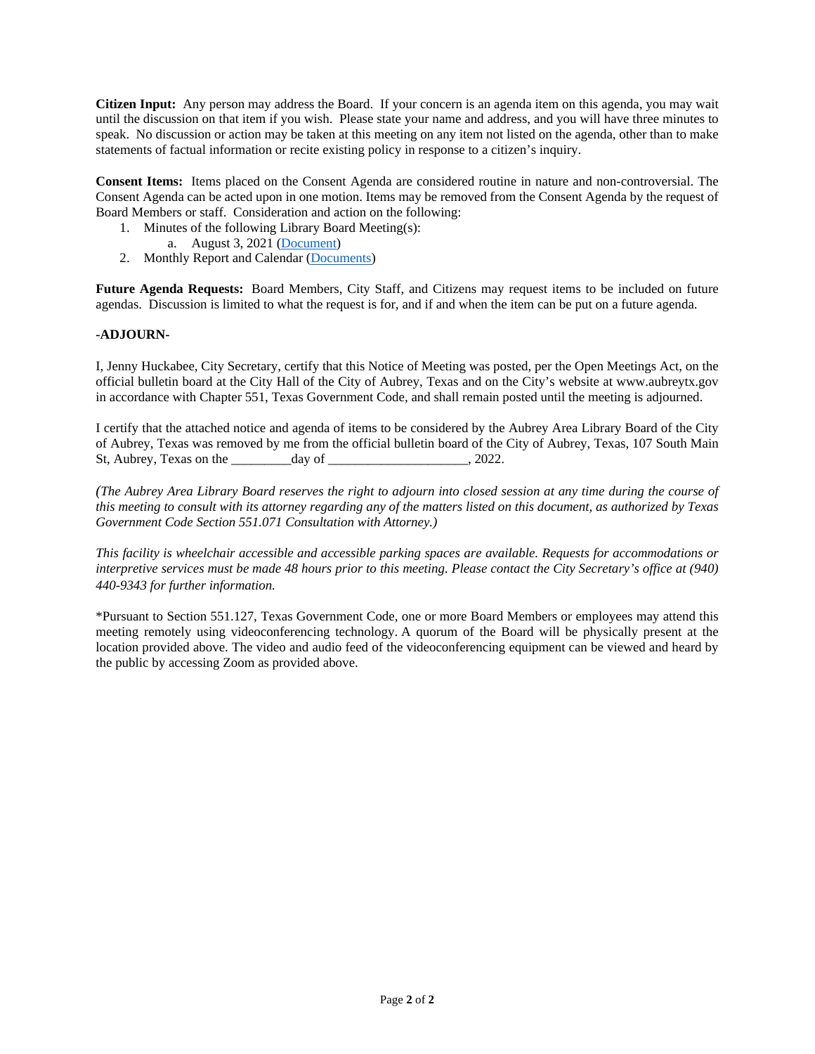**Citizen Input:** Any person may address the Board. If your concern is an agenda item on this agenda, you may wait until the discussion on that item if you wish. Please state your name and address, and you will have three minutes to speak. No discussion or action may be taken at this meeting on any item not listed on the agenda, other than to make statements of factual information or recite existing policy in response to a citizen's inquiry.

**Consent Items:** Items placed on the Consent Agenda are considered routine in nature and non-controversial. The Consent Agenda can be acted upon in one motion. Items may be removed from the Consent Agenda by the request of Board Members or staff. Consideration and action on the following:

1. Minutes of the following Library Board Meeting(s):
   a. August 3, 2021 (Document)
2. Monthly Report and Calendar (Documents)

**Future Agenda Requests:** Board Members, City Staff, and Citizens may request items to be included on future agendas. Discussion is limited to what the request is for, and if and when the item can be put on a future agenda.

**-ADJOURN-**

I, Jenny Huckabee, City Secretary, certify that this Notice of Meeting was posted, per the Open Meetings Act, on the official bulletin board at the City Hall of the City of Aubrey, Texas and on the City's website at www.aubreytx.gov in accordance with Chapter 551, Texas Government Code, and shall remain posted until the meeting is adjourned.

I certify that the attached notice and agenda of items to be considered by the Aubrey Area Library Board of the City of Aubrey, Texas was removed by me from the official bulletin board of the City of Aubrey, Texas, 107 South Main St, Aubrey, Texas on the _________day of _____________________, 2022.

*(The Aubrey Area Library Board reserves the right to adjourn into closed session at any time during the course of this meeting to consult with its attorney regarding any of the matters listed on this document, as authorized by Texas Government Code Section 551.071 Consultation with Attorney.)*

*This facility is wheelchair accessible and accessible parking spaces are available. Requests for accommodations or interpretive services must be made 48 hours prior to this meeting. Please contact the City Secretary's office at (940) 440-9343 for further information.*

*Pursuant to Section 551.127, Texas Government Code, one or more Board Members or employees may attend this meeting remotely using videoconferencing technology. A quorum of the Board will be physically present at the location provided above. The video and audio feed of the videoconferencing equipment can be viewed and heard by the public by accessing Zoom as provided above.